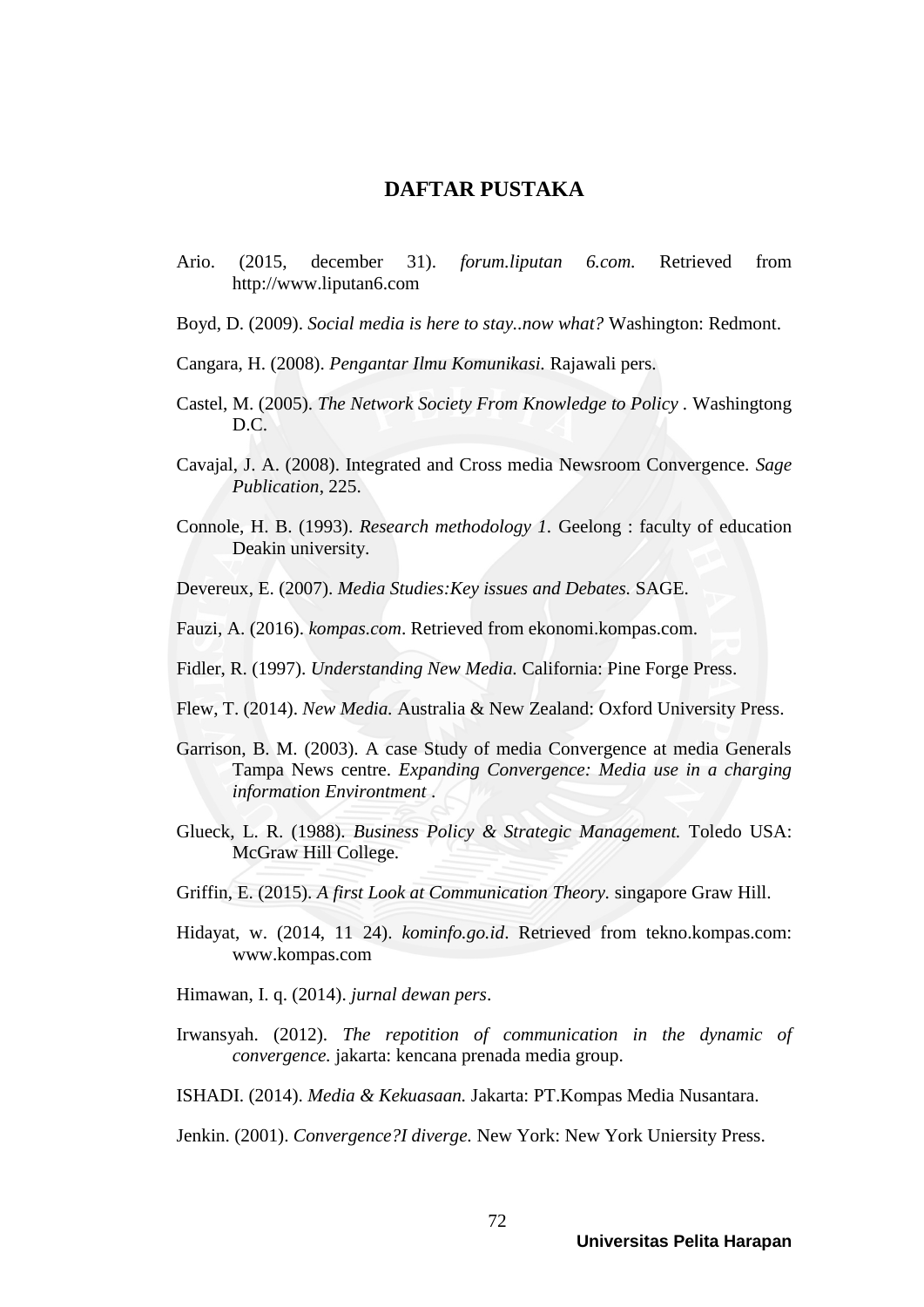# DAFTAR PUSTAKA

Ario. (2015, december 31). *forum.liputan 6.com.* Retrieved from http://www.liputan6.com

Boyd, D. (2009). *Social media is here to stay..now what?* Washington: Redmont.

Cangara, H. (2008). *Pengantar Ilmu Komunikasi.* Rajawali pers.

Castel, M. (2005). *The Network Society From Knowledge to Policy* . Washingtong D.C.

Cavajal, J. A. (2008). Integrated and Cross media Newsroom Convergence. *Sage Publication*, 225.

Connole, H. B. (1993). *Research methodology 1.* Geelong : faculty of education Deakin university.

Devereux, E. (2007). *Media Studies:Key issues and Debates.* SAGE.

Fauzi, A. (2016). *kompas.com*. Retrieved from ekonomi.kompas.com.

Fidler, R. (1997). *Understanding New Media.* California: Pine Forge Press.

Flew, T. (2014). *New Media.* Australia & New Zealand: Oxford University Press.

Garrison, B. M. (2003). A case Study of media Convergence at media Generals Tampa News centre. *Expanding Convergence: Media use in a charging information Environtment* .

Glueck, L. R. (1988). *Business Policy & Strategic Management.* Toledo USA: McGraw Hill College.

Griffin, E. (2015). *A first Look at Communication Theory.* singapore Graw Hill.

Hidayat, w. (2014, 11 24). *kominfo.go.id*. Retrieved from tekno.kompas.com: www.kompas.com

Himawan, I. q. (2014). *jurnal dewan pers*.

Irwansyah. (2012). *The repotition of communication in the dynamic of convergence.* jakarta: kencana prenada media group.

ISHADI. (2014). *Media & Kekuasaan.* Jakarta: PT.Kompas Media Nusantara.

Jenkin. (2001). *Convergence?I diverge.* New York: New York Uniersity Press.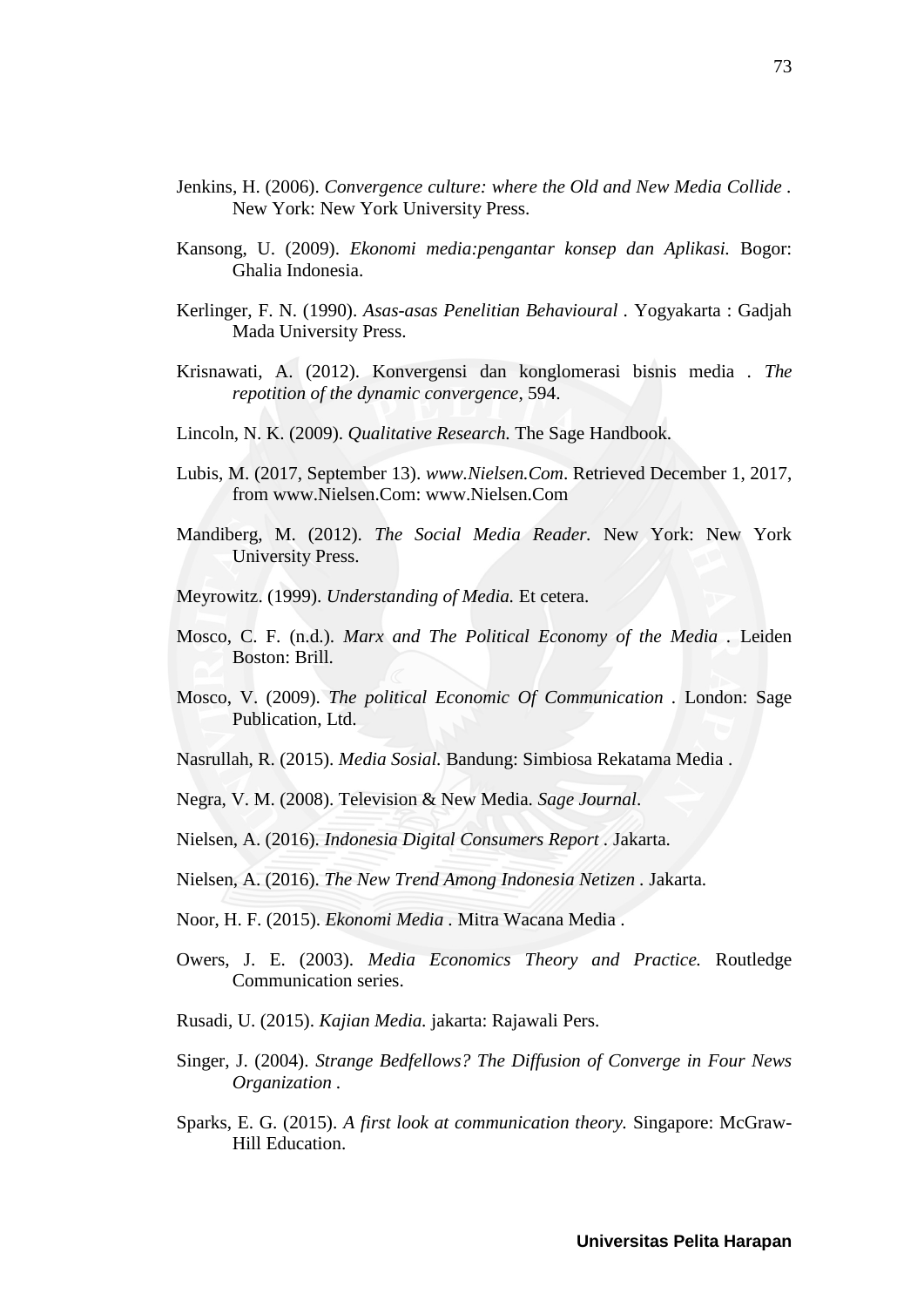Jenkins, H. (2006). *Convergence culture: where the Old and New Media Collide* . New York: New York University Press.

Kansong, U. (2009). *Ekonomi media:pengantar konsep dan Aplikasi.* Bogor: Ghalia Indonesia.

Kerlinger, F. N. (1990). *Asas-asas Penelitian Behavioural* . Yogyakarta : Gadjah Mada University Press.

Krisnawati, A. (2012). Konvergensi dan konglomerasi bisnis media . *The repotition of the dynamic convergence*, 594.

Lincoln, N. K. (2009). *Qualitative Research.* The Sage Handbook.

Lubis, M. (2017, September 13). *www.Nielsen.Com*. Retrieved December 1, 2017, from www.Nielsen.Com: www.Nielsen.Com

Mandiberg, M. (2012). *The Social Media Reader.* New York: New York University Press.

Meyrowitz. (1999). *Understanding of Media.* Et cetera.

Mosco, C. F. (n.d.). *Marx and The Political Economy of the Media* . Leiden Boston: Brill.

Mosco, V. (2009). *The political Economic Of Communication* . London: Sage Publication, Ltd.

Nasrullah, R. (2015). *Media Sosial.* Bandung: Simbiosa Rekatama Media .

Negra, V. M. (2008). Television & New Media. *Sage Journal*.

Nielsen, A. (2016). *Indonesia Digital Consumers Report* . Jakarta.

Nielsen, A. (2016). *The New Trend Among Indonesia Netizen* . Jakarta.

Noor, H. F. (2015). *Ekonomi Media* . Mitra Wacana Media .

Owers, J. E. (2003). *Media Economics Theory and Practice.* Routledge Communication series.

Rusadi, U. (2015). *Kajian Media.* jakarta: Rajawali Pers.

Singer, J. (2004). *Strange Bedfellows? The Diffusion of Converge in Four News Organization* .

Sparks, E. G. (2015). *A first look at communication theory.* Singapore: McGraw-Hill Education.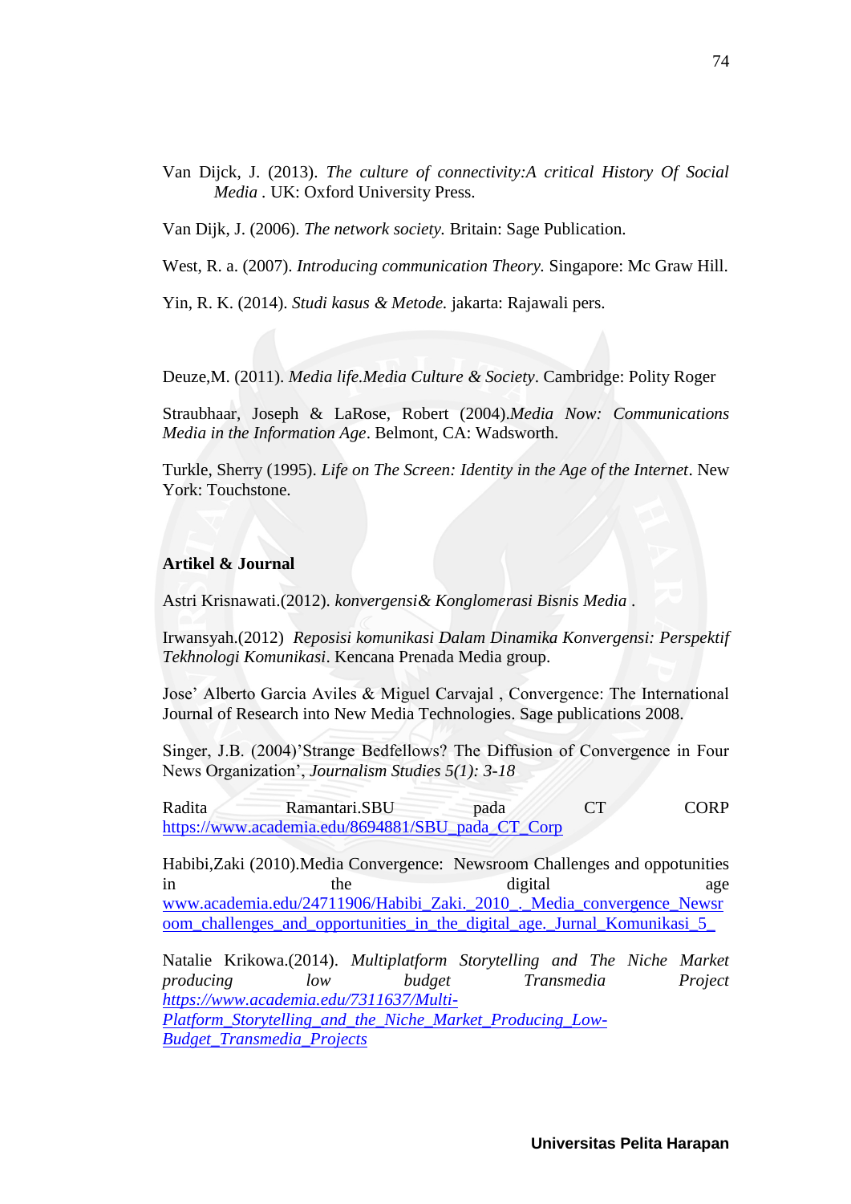Van Dijck, J. (2013). *The culture of connectivity:A critical History Of Social Media* . UK: Oxford University Press.

Van Dijk, J. (2006). *The network society.* Britain: Sage Publication.

West, R. a. (2007). *Introducing communication Theory.* Singapore: Mc Graw Hill.

Yin, R. K. (2014). *Studi kasus & Metode.* jakarta: Rajawali pers.

Deuze,M. (2011). *Media life.Media Culture & Society*. Cambridge: Polity Roger

Straubhaar, Joseph & LaRose, Robert (2004).*Media Now: Communications Media in the Information Age*. Belmont, CA: Wadsworth.

Turkle, Sherry (1995). *Life on The Screen: Identity in the Age of the Internet*. New York: Touchstone.

**Artikel & Journal**

Astri Krisnawati.(2012). *konvergensi& Konglomerasi Bisnis Media* .

Irwansyah.(2012) *Reposisi komunikasi Dalam Dinamika Konvergensi: Perspektif Tekhnologi Komunikasi*. Kencana Prenada Media group.

Jose' Alberto Garcia Aviles & Miguel Carvajal , Convergence: The International Journal of Research into New Media Technologies. Sage publications 2008.

Singer, J.B. (2004)'Strange Bedfellows? The Diffusion of Convergence in Four News Organization', *Journalism Studies 5(1): 3-18*

Radita Ramantari.SBU pada CT CORP https://www.academia.edu/8694881/SBU_pada_CT_Corp

Habibi,Zaki (2010).Media Convergence: Newsroom Challenges and oppotunities in the digital age www.academia.edu/24711906/Habibi_Zaki._2010_._Media_convergence_Newsroom_challenges_and_opportunities_in_the_digital_age._Jurnal_Komunikasi_5_

Natalie Krikowa.(2014). *Multiplatform Storytelling and The Niche Market producing low budget Transmedia Project https://www.academia.edu/7311637/Multi-Platform_Storytelling_and_the_Niche_Market_Producing_Low-Budget_Transmedia_Projects*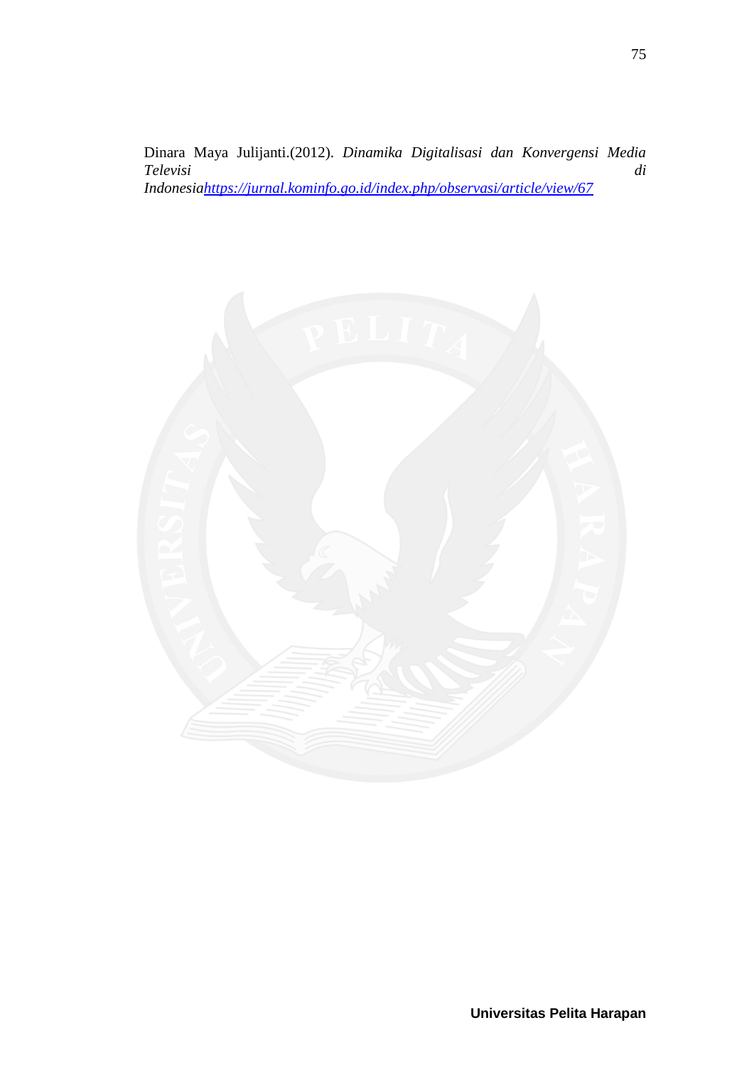Dinara Maya Julijanti.(2012). *Dinamika Digitalisasi dan Konvergensi Media Televisi di Indonesia*[https://jurnal.kominfo.go.id/index.php/observasi/article/view/67](https://jurnal.kominfo.go.id/index.php/observasi/article/view/67)